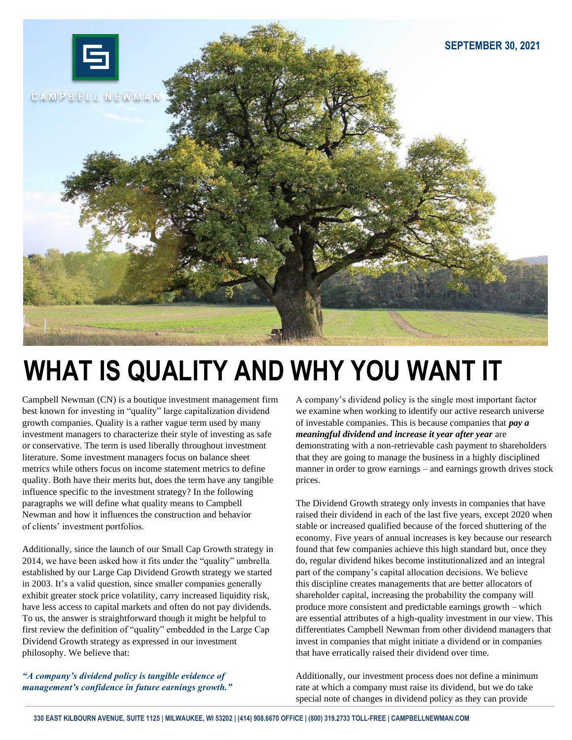CAMPBELL NEWMAN

SEPTEMBER 30, 2021

# WHAT IS QUALITY AND WHY YOU WANT IT

Campbell Newman (CN) is a boutique investment management firm best known for investing in "quality" large capitalization dividend growth companies. Quality is a rather vague term used by many investment managers to characterize their style of investing as safe or conservative. The term is used liberally throughout investment literature. Some investment managers focus on balance sheet metrics while others focus on income statement metrics to define quality. Both have their merits but, does the term have any tangible influence specific to the investment strategy? In the following paragraphs we will define what quality means to Campbell Newman and how it influences the construction and behavior of clients' investment portfolios.

Additionally, since the launch of our Small Cap Growth strategy in 2014, we have been asked how it fits under the "quality" umbrella established by our Large Cap Dividend Growth strategy we started in 2003. It's a valid question, since smaller companies generally exhibit greater stock price volatility, carry increased liquidity risk, have less access to capital markets and often do not pay dividends. To us, the answer is straightforward though it might be helpful to first review the definition of "quality" embedded in the Large Cap Dividend Growth strategy as expressed in our investment philosophy. We believe that:

***"A company's dividend policy is tangible evidence of management's confidence in future earnings growth."***

A company's dividend policy is the single most important factor we examine when working to identify our active research universe of investable companies. This is because companies that ***pay a meaningful dividend and increase it year after year*** are demonstrating with a non-retrievable cash payment to shareholders that they are going to manage the business in a highly disciplined manner in order to grow earnings – and earnings growth drives stock prices.

The Dividend Growth strategy only invests in companies that have raised their dividend in each of the last five years, except 2020 when stable or increased qualified because of the forced shuttering of the economy. Five years of annual increases is key because our research found that few companies achieve this high standard but, once they do, regular dividend hikes become institutionalized and an integral part of the company's capital allocation decisions. We believe this discipline creates managements that are better allocators of shareholder capital, increasing the probability the company will produce more consistent and predictable earnings growth – which are essential attributes of a high-quality investment in our view. This differentiates Campbell Newman from other dividend managers that invest in companies that might initiate a dividend or in companies that have erratically raised their dividend over time.

Additionally, our investment process does not define a minimum rate at which a company must raise its dividend, but we do take special note of changes in dividend policy as they can provide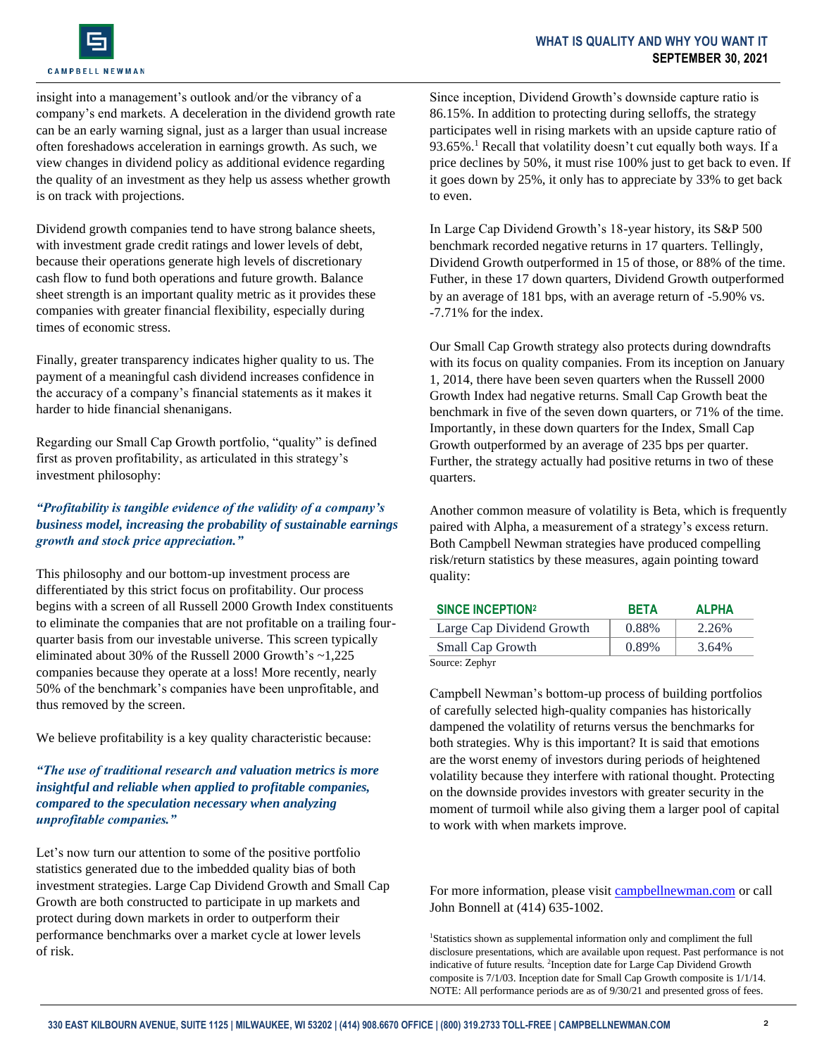insight into a management's outlook and/or the vibrancy of a company's end markets. A deceleration in the dividend growth rate can be an early warning signal, just as a larger than usual increase often foreshadows acceleration in earnings growth. As such, we view changes in dividend policy as additional evidence regarding the quality of an investment as they help us assess whether growth is on track with projections.

Dividend growth companies tend to have strong balance sheets, with investment grade credit ratings and lower levels of debt, because their operations generate high levels of discretionary cash flow to fund both operations and future growth. Balance sheet strength is an important quality metric as it provides these companies with greater financial flexibility, especially during times of economic stress.

Finally, greater transparency indicates higher quality to us. The payment of a meaningful cash dividend increases confidence in the accuracy of a company's financial statements as it makes it harder to hide financial shenanigans.

Regarding our Small Cap Growth portfolio, "quality" is defined first as proven profitability, as articulated in this strategy's investment philosophy:

***"Profitability is tangible evidence of the validity of a company's business model, increasing the probability of sustainable earnings growth and stock price appreciation."***

This philosophy and our bottom-up investment process are differentiated by this strict focus on profitability. Our process begins with a screen of all Russell 2000 Growth Index constituents to eliminate the companies that are not profitable on a trailing four-quarter basis from our investable universe. This screen typically eliminated about 30% of the Russell 2000 Growth's ~1,225 companies because they operate at a loss! More recently, nearly 50% of the benchmark's companies have been unprofitable, and thus removed by the screen.

We believe profitability is a key quality characteristic because:

***"The use of traditional research and valuation metrics is more insightful and reliable when applied to profitable companies, compared to the speculation necessary when analyzing unprofitable companies."***

Let's now turn our attention to some of the positive portfolio statistics generated due to the imbedded quality bias of both investment strategies. Large Cap Dividend Growth and Small Cap Growth are both constructed to participate in up markets and protect during down markets in order to outperform their performance benchmarks over a market cycle at lower levels of risk.

Since inception, Dividend Growth's downside capture ratio is 86.15%. In addition to protecting during selloffs, the strategy participates well in rising markets with an upside capture ratio of 93.65%.[1] Recall that volatility doesn't cut equally both ways. If a price declines by 50%, it must rise 100% just to get back to even. If it goes down by 25%, it only has to appreciate by 33% to get back to even.

In Large Cap Dividend Growth's 18-year history, its S&P 500 benchmark recorded negative returns in 17 quarters. Tellingly, Dividend Growth outperformed in 15 of those, or 88% of the time. Futher, in these 17 down quarters, Dividend Growth outperformed by an average of 181 bps, with an average return of -5.90% vs. -7.71% for the index.

Our Small Cap Growth strategy also protects during downdrafts with its focus on quality companies. From its inception on January 1, 2014, there have been seven quarters when the Russell 2000 Growth Index had negative returns. Small Cap Growth beat the benchmark in five of the seven down quarters, or 71% of the time. Importantly, in these down quarters for the Index, Small Cap Growth outperformed by an average of 235 bps per quarter. Further, the strategy actually had positive returns in two of these quarters.

Another common measure of volatility is Beta, which is frequently paired with Alpha, a measurement of a strategy's excess return. Both Campbell Newman strategies have produced compelling risk/return statistics by these measures, again pointing toward quality:

| SINCE INCEPTION[2] | BETA | ALPHA |
|---|---|---|
| Large Cap Dividend Growth | 0.88% | 2.26% |
| Small Cap Growth | 0.89% | 3.64% |

Source: Zephyr

Campbell Newman's bottom-up process of building portfolios of carefully selected high-quality companies has historically dampened the volatility of returns versus the benchmarks for both strategies. Why is this important? It is said that emotions are the worst enemy of investors during periods of heightened volatility because they interfere with rational thought. Protecting on the downside provides investors with greater security in the moment of turmoil while also giving them a larger pool of capital to work with when markets improve.

For more information, please visit campbellnewman.com or call John Bonnell at (414) 635-1002.

[1]Statistics shown as supplemental information only and compliment the full disclosure presentations, which are available upon request. Past performance is not indicative of future results. [2]Inception date for Large Cap Dividend Growth composite is 7/1/03. Inception date for Small Cap Growth composite is 1/1/14. NOTE: All performance periods are as of 9/30/21 and presented gross of fees.